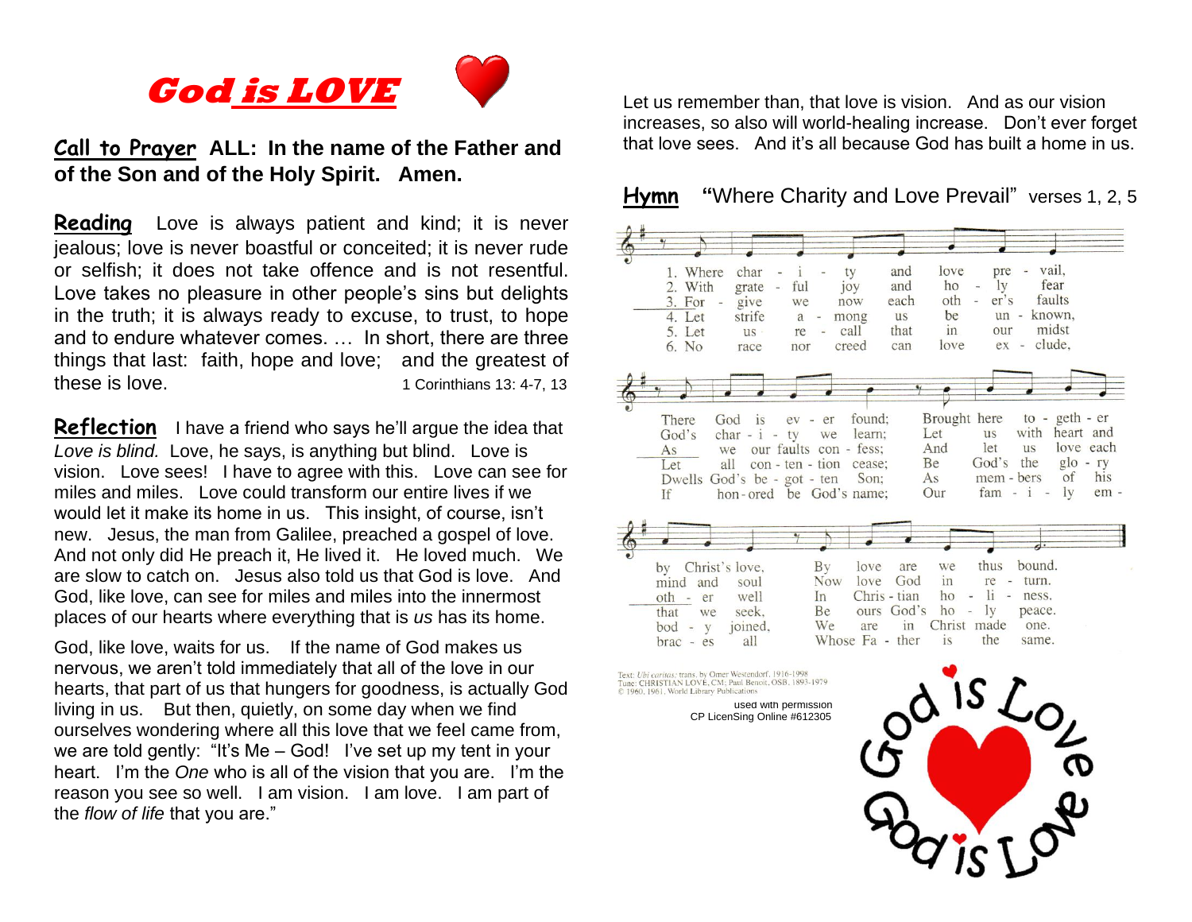# God is LOVE

**Call to Prayer** **ALL: In the name of the Father and of the Son and of the Holy Spirit. Amen.**

**Reading** Love is always patient and kind; it is never jealous; love is never boastful or conceited; it is never rude or selfish; it does not take offence and is not resentful. Love takes no pleasure in other people's sins but delights in the truth; it is always ready to excuse, to trust, to hope and to endure whatever comes. … In short, there are three things that last: faith, hope and love; and the greatest of these is love. 1 Corinthians 13: 4-7, 13

**Reflection** I have a friend who says he'll argue the idea that *Love is blind.* Love, he says, is anything but blind. Love is vision. Love sees! I have to agree with this. Love can see for miles and miles. Love could transform our entire lives if we would let it make its home in us. This insight, of course, isn't new. Jesus, the man from Galilee, preached a gospel of love. And not only did He preach it, He lived it. He loved much. We are slow to catch on. Jesus also told us that God is love. And God, like love, can see for miles and miles into the innermost places of our hearts where everything that is *us* has its home.

God, like love, waits for us. If the name of God makes us nervous, we aren't told immediately that all of the love in our hearts, that part of us that hungers for goodness, is actually God living in us. But then, quietly, on some day when we find ourselves wondering where all this love that we feel came from, we are told gently: "It's Me – God! I've set up my tent in your heart. I'm the *One* who is all of the vision that you are. I'm the reason you see so well. I am vision. I am love. I am part of the *flow of life* that you are."

Let us remember than, that love is vision. And as our vision increases, so also will world-healing increase. Don't ever forget that love sees. And it's all because God has built a home in us.

**Hymn** **"**Where Charity and Love Prevail" verses 1, 2, 5

1. Where charity and love prevail, There God is ever found; Brought here together by Christ's love, By love are we thus bound.
2. With grateful joy and holy fear God's charity we learn; Let us with heart and mind and soul Now love God in return.
3. Forgive we now each other's faults As we our faults confess; And let us love each other well In Christian holiness.
4. Let strife among us be unknown, Let all contention cease; Be God's the glory that we seek, Be ours God's holy peace.
5. Let us recall that in our midst Dwells God's begotten Son; As members of his body joined, We are in Christ made one.
6. No race nor creed can love exclude, If honored be God's name; Our family embraces all Whose Father is the same.

Text: *Ubi caritas;* trans. by Omer Westendorf, 1916-1998
Tune: CHRISTIAN LOVE, CM; Paul Benoit, OSB, 1893-1979
© 1960, 1961, World Library Publications

used with permission
CP LicenSing Online #612305

God is Love
God is Love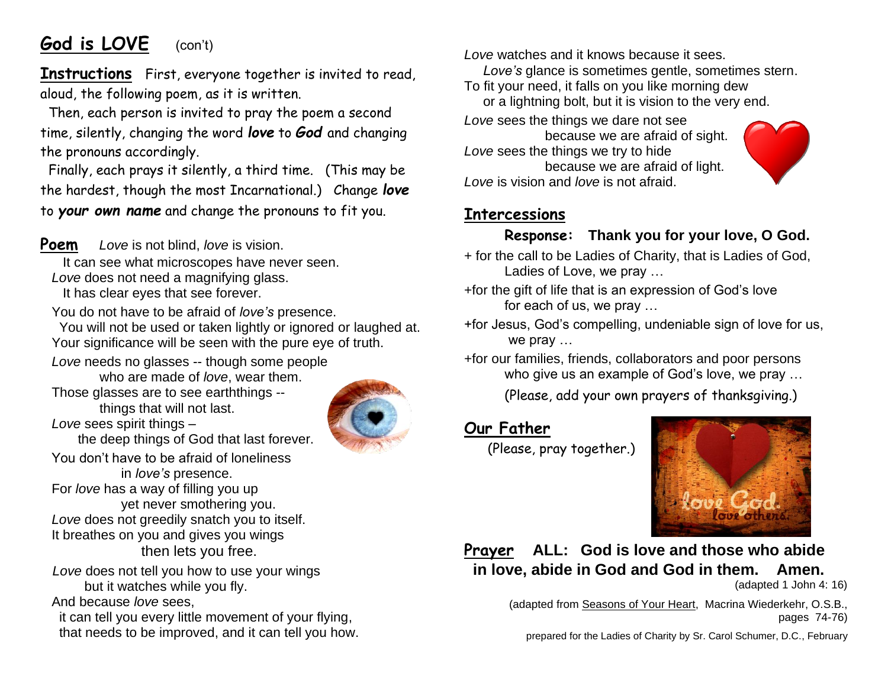## God is LOVE (con't)

**Instructions** First, everyone together is invited to read, aloud, the following poem, as it is written.

Then, each person is invited to pray the poem a second time, silently, changing the word ***love*** to ***God*** and changing the pronouns accordingly.

Finally, each prays it silently, a third time. (This may be the hardest, though the most Incarnational.) Change ***love*** to ***your own name*** and change the pronouns to fit you.

**Poem** *Love* is not blind, *love* is vision.
It can see what microscopes have never seen.
*Love* does not need a magnifying glass.
It has clear eyes that see forever.

You do not have to be afraid of *love's* presence.
You will not be used or taken lightly or ignored or laughed at.
Your significance will be seen with the pure eye of truth.

*Love* needs no glasses -- though some people
who are made of *love*, wear them.
Those glasses are to see earththings --
things that will not last.
*Love* sees spirit things –
the deep things of God that last forever.

You don't have to be afraid of loneliness
in *love's* presence.
For *love* has a way of filling you up
yet never smothering you.
*Love* does not greedily snatch you to itself.
It breathes on you and gives you wings
then lets you free.

*Love* does not tell you how to use your wings
but it watches while you fly.
And because *love* sees,
it can tell you every little movement of your flying,
that needs to be improved, and it can tell you how.

*Love* watches and it knows because it sees.
*Love's* glance is sometimes gentle, sometimes stern.
To fit your need, it falls on you like morning dew
or a lightning bolt, but it is vision to the very end.

*Love* sees the things we dare not see
because we are afraid of sight.
*Love* sees the things we try to hide
because we are afraid of light.
*Love* is vision and *love* is not afraid.

## Intercessions

**Response: Thank you for your love, O God.**

+ for the call to be Ladies of Charity, that is Ladies of God, Ladies of Love, we pray …
+ for the gift of life that is an expression of God's love for each of us, we pray …
+ for Jesus, God's compelling, undeniable sign of love for us, we pray …
+ for our families, friends, collaborators and poor persons who give us an example of God's love, we pray …

(Please, add your own prayers of thanksgiving.)

## Our Father

(Please, pray together.)

**Prayer** **ALL: God is love and those who abide in love, abide in God and God in them. Amen.**

(adapted 1 John 4: 16)

(adapted from Seasons of Your Heart, Macrina Wiederkehr, O.S.B., pages 74-76)

prepared for the Ladies of Charity by Sr. Carol Schumer, D.C., February